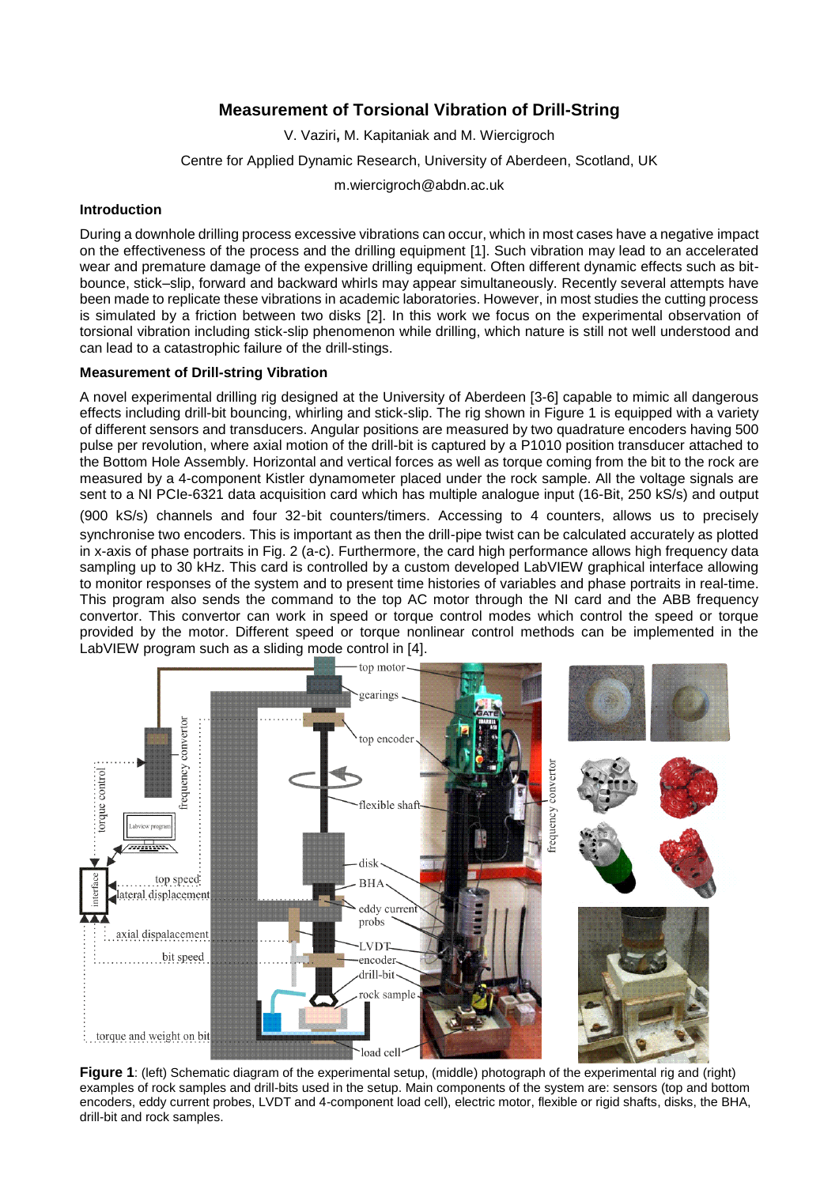# Measurement of Torsional Vibration of Drill-String

V. Vaziri, M. Kapitaniak and M. Wiercigroch

Centre for Applied Dynamic Research, University of Aberdeen, Scotland, UK

m.wiercigroch@abdn.ac.uk

## Introduction

During a downhole drilling process excessive vibrations can occur, which in most cases have a negative impact on the effectiveness of the process and the drilling equipment [1]. Such vibration may lead to an accelerated wear and premature damage of the expensive drilling equipment. Often different dynamic effects such as bit-bounce, stick–slip, forward and backward whirls may appear simultaneously. Recently several attempts have been made to replicate these vibrations in academic laboratories. However, in most studies the cutting process is simulated by a friction between two disks [2]. In this work we focus on the experimental observation of torsional vibration including stick-slip phenomenon while drilling, which nature is still not well understood and can lead to a catastrophic failure of the drill-stings.

## Measurement of Drill-string Vibration

A novel experimental drilling rig designed at the University of Aberdeen [3-6] capable to mimic all dangerous effects including drill-bit bouncing, whirling and stick-slip. The rig shown in Figure 1 is equipped with a variety of different sensors and transducers. Angular positions are measured by two quadrature encoders having 500 pulse per revolution, while axial motion of the drill-bit is captured by a P1010 position transducer attached to the Bottom Hole Assembly. Horizontal and vertical forces as well as torque coming from the bit to the rock are measured by a 4-component Kistler dynamometer placed under the rock sample. All the voltage signals are sent to a NI PCIe-6321 data acquisition card which has multiple analogue input (16-Bit, 250 kS/s) and output (900 kS/s) channels and four 32-bit counters/timers. Accessing to 4 counters, allows us to precisely synchronise two encoders. This is important as then the drill-pipe twist can be calculated accurately as plotted in x-axis of phase portraits in Fig. 2 (a-c). Furthermore, the card high performance allows high frequency data sampling up to 30 kHz. This card is controlled by a custom developed LabVIEW graphical interface allowing to monitor responses of the system and to present time histories of variables and phase portraits in real-time. This program also sends the command to the top AC motor through the NI card and the ABB frequency convertor. This convertor can work in speed or torque control modes which control the speed or torque provided by the motor. Different speed or torque nonlinear control methods can be implemented in the LabVIEW program such as a sliding mode control in [4].

**Figure 1**: (left) Schematic diagram of the experimental setup, (middle) photograph of the experimental rig and (right) examples of rock samples and drill-bits used in the setup. Main components of the system are: sensors (top and bottom encoders, eddy current probes, LVDT and 4-component load cell), electric motor, flexible or rigid shafts, disks, the BHA, drill-bit and rock samples.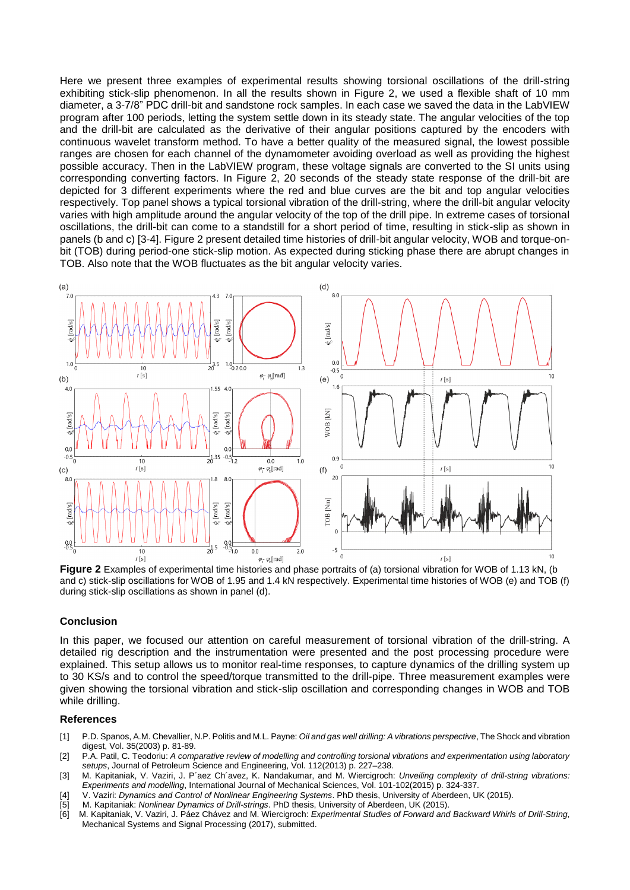Here we present three examples of experimental results showing torsional oscillations of the drill-string exhibiting stick-slip phenomenon. In all the results shown in Figure 2, we used a flexible shaft of 10 mm diameter, a 3-7/8" PDC drill-bit and sandstone rock samples. In each case we saved the data in the LabVIEW program after 100 periods, letting the system settle down in its steady state. The angular velocities of the top and the drill-bit are calculated as the derivative of their angular positions captured by the encoders with continuous wavelet transform method. To have a better quality of the measured signal, the lowest possible ranges are chosen for each channel of the dynamometer avoiding overload as well as providing the highest possible accuracy. Then in the LabVIEW program, these voltage signals are converted to the SI units using corresponding converting factors. In Figure 2, 20 seconds of the steady state response of the drill-bit are depicted for 3 different experiments where the red and blue curves are the bit and top angular velocities respectively. Top panel shows a typical torsional vibration of the drill-string, where the drill-bit angular velocity varies with high amplitude around the angular velocity of the top of the drill pipe. In extreme cases of torsional oscillations, the drill-bit can come to a standstill for a short period of time, resulting in stick-slip as shown in panels (b and c) [3-4]. Figure 2 present detailed time histories of drill-bit angular velocity, WOB and torque-on-bit (TOB) during period-one stick-slip motion. As expected during sticking phase there are abrupt changes in TOB. Also note that the WOB fluctuates as the bit angular velocity varies.

(a) (b) (c) (d) (e) (f)

$\dot{\varphi}_b$ [rad/s]
$\dot{\varphi}_t$ [rad/s]
$t$ [s]
$\varphi_t - \varphi_b$[rad]
WOB [kN]
TOB [Nm]

**Figure 2** Examples of experimental time histories and phase portraits of (a) torsional vibration for WOB of 1.13 kN, (b and c) stick-slip oscillations for WOB of 1.95 and 1.4 kN respectively. Experimental time histories of WOB (e) and TOB (f) during stick-slip oscillations as shown in panel (d).

## Conclusion

In this paper, we focused our attention on careful measurement of torsional vibration of the drill-string. A detailed rig description and the instrumentation were presented and the post processing procedure were explained. This setup allows us to monitor real-time responses, to capture dynamics of the drilling system up to 30 KS/s and to control the speed/torque transmitted to the drill-pipe. Three measurement examples were given showing the torsional vibration and stick-slip oscillation and corresponding changes in WOB and TOB while drilling.

## References

[1] P.D. Spanos, A.M. Chevallier, N.P. Politis and M.L. Payne: *Oil and gas well drilling: A vibrations perspective*, The Shock and vibration digest, Vol. 35(2003) p. 81-89.

[2] P.A. Patil, C. Teodoriu: *A comparative review of modelling and controlling torsional vibrations and experimentation using laboratory setups*, Journal of Petroleum Science and Engineering, Vol. 112(2013) p. 227–238.

[3] M. Kapitaniak, V. Vaziri, J. P´aez Ch´avez, K. Nandakumar, and M. Wiercigroch: *Unveiling complexity of drill-string vibrations: Experiments and modelling*, International Journal of Mechanical Sciences, Vol. 101-102(2015) p. 324-337.

[4] V. Vaziri: *Dynamics and Control of Nonlinear Engineering Systems*. PhD thesis, University of Aberdeen, UK (2015).

[5] M. Kapitaniak: *Nonlinear Dynamics of Drill-strings*. PhD thesis, University of Aberdeen, UK (2015).

[6] M. Kapitaniak, V. Vaziri, J. Páez Chávez and M. Wiercigroch: *Experimental Studies of Forward and Backward Whirls of Drill-String*, Mechanical Systems and Signal Processing (2017), submitted.